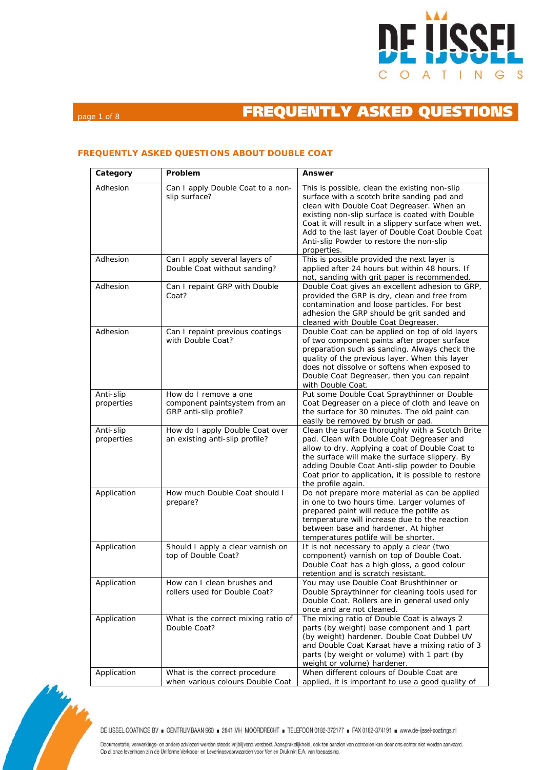# FREQUENTLY ASKED QUESTIONS

## FREQUENTLY ASKED QUESTIONS ABOUT DOUBLE COAT

| Category | Problem | Answer |
|---|---|---|
| Adhesion | Can I apply Double Coat to a non-slip surface? | This is possible, clean the existing non-slip surface with a scotch brite sanding pad and clean with Double Coat Degreaser. When an existing non-slip surface is coated with Double Coat it will result in a slippery surface when wet. Add to the last layer of Double Coat Double Coat Anti-slip Powder to restore the non-slip properties. |
| Adhesion | Can I apply several layers of Double Coat without sanding? | This is possible provided the next layer is applied after 24 hours but within 48 hours. If not, sanding with grit paper is recommended. |
| Adhesion | Can I repaint GRP with Double Coat? | Double Coat gives an excellent adhesion to GRP, provided the GRP is dry, clean and free from contamination and loose particles. For best adhesion the GRP should be grit sanded and cleaned with Double Coat Degreaser. |
| Adhesion | Can I repaint previous coatings with Double Coat? | Double Coat can be applied on top of old layers of two component paints after proper surface preparation such as sanding. Always check the quality of the previous layer. When this layer does not dissolve or softens when exposed to Double Coat Degreaser, then you can repaint with Double Coat. |
| Anti-slip properties | How do I remove a one component paintsystem from an GRP anti-slip profile? | Put some Double Coat Spraythinner or Double Coat Degreaser on a piece of cloth and leave on the surface for 30 minutes. The old paint can easily be removed by brush or pad. |
| Anti-slip properties | How do I apply Double Coat over an existing anti-slip profile? | Clean the surface thoroughly with a Scotch Brite pad. Clean with Double Coat Degreaser and allow to dry. Applying a coat of Double Coat to the surface will make the surface slippery. By adding Double Coat Anti-slip powder to Double Coat prior to application, it is possible to restore the profile again. |
| Application | How much Double Coat should I prepare? | Do not prepare more material as can be applied in one to two hours time. Larger volumes of prepared paint will reduce the potlife as temperature will increase due to the reaction between base and hardener. At higher temperatures potlife will be shorter. |
| Application | Should I apply a clear varnish on top of Double Coat? | It is not necessary to apply a clear (two component) varnish on top of Double Coat. Double Coat has a high gloss, a good colour retention and is scratch resistant. |
| Application | How can I clean brushes and rollers used for Double Coat? | You may use Double Coat Brushthinner or Double Spraythinner for cleaning tools used for Double Coat. Rollers are in general used only once and are not cleaned. |
| Application | What is the correct mixing ratio of Double Coat? | The mixing ratio of Double Coat is always 2 parts (by weight) base component and 1 part (by weight) hardener. Double Coat Dubbel UV and Double Coat Karaat have a mixing ratio of 3 parts (by weight or volume) with 1 part (by volume) hardener. |
| Application | What is the correct procedure when various colours Double Coat | When different colours of Double Coat are applied, it is important to use a good quality of |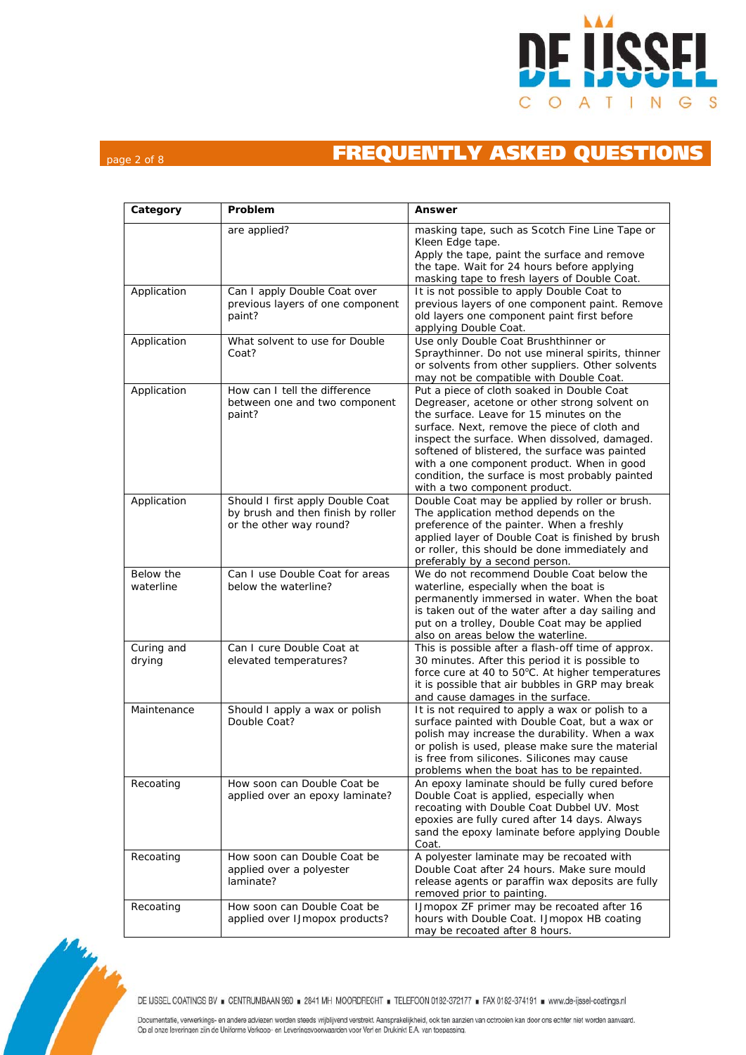# FREQUENTLY ASKED QUESTIONS

| Category | Problem | Answer |
|---|---|---|
| | are applied? | masking tape, such as Scotch Fine Line Tape or Kleen Edge tape. Apply the tape, paint the surface and remove the tape. Wait for 24 hours before applying masking tape to fresh layers of Double Coat. |
| Application | Can I apply Double Coat over previous layers of one component paint? | It is not possible to apply Double Coat to previous layers of one component paint. Remove old layers one component paint first before applying Double Coat. |
| Application | What solvent to use for Double Coat? | Use only Double Coat Brushthinner or Spraythinner. Do not use mineral spirits, thinner or solvents from other suppliers. Other solvents may not be compatible with Double Coat. |
| Application | How can I tell the difference between one and two component paint? | Put a piece of cloth soaked in Double Coat Degreaser, acetone or other strong solvent on the surface. Leave for 15 minutes on the surface. Next, remove the piece of cloth and inspect the surface. When dissolved, damaged. softened of blistered, the surface was painted with a one component product. When in good condition, the surface is most probably painted with a two component product. |
| Application | Should I first apply Double Coat by brush and then finish by roller or the other way round? | Double Coat may be applied by roller or brush. The application method depends on the preference of the painter. When a freshly applied layer of Double Coat is finished by brush or roller, this should be done immediately and preferably by a second person. |
| Below the waterline | Can I use Double Coat for areas below the waterline? | We do not recommend Double Coat below the waterline, especially when the boat is permanently immersed in water. When the boat is taken out of the water after a day sailing and put on a trolley, Double Coat may be applied also on areas below the waterline. |
| Curing and drying | Can I cure Double Coat at elevated temperatures? | This is possible after a flash-off time of approx. 30 minutes. After this period it is possible to force cure at 40 to 50°C. At higher temperatures it is possible that air bubbles in GRP may break and cause damages in the surface. |
| Maintenance | Should I apply a wax or polish Double Coat? | It is not required to apply a wax or polish to a surface painted with Double Coat, but a wax or polish may increase the durability. When a wax or polish is used, please make sure the material is free from silicones. Silicones may cause problems when the boat has to be repainted. |
| Recoating | How soon can Double Coat be applied over an epoxy laminate? | An epoxy laminate should be fully cured before Double Coat is applied, especially when recoating with Double Coat Dubbel UV. Most epoxies are fully cured after 14 days. Always sand the epoxy laminate before applying Double Coat. |
| Recoating | How soon can Double Coat be applied over a polyester laminate? | A polyester laminate may be recoated with Double Coat after 24 hours. Make sure mould release agents or paraffin wax deposits are fully removed prior to painting. |
| Recoating | How soon can Double Coat be applied over IJmopox products? | IJmopox ZF primer may be recoated after 16 hours with Double Coat. IJmopox HB coating may be recoated after 8 hours. |

DE IJSSEL COATINGS BV ■ CENTRUMBAAN 960 ■ 2841 MH MOORDRECHT ■ TELEFOON 0182-372177 ■ FAX 0182-374191 ■ www.de-ijssel-coatings.nl

Documentatie, verwerkings- en andere adviezen worden steeds vrijblijvend verstrekt. Aansprakelijkheid, ook ten aanzien van octrooien kan door ons echter niet worden aanvaard. Op al onze leveringen zijn de Uniforme Verkoop- en Leveringsvoorwaarden voor Verf en Drukinkt E.A. van toepassing.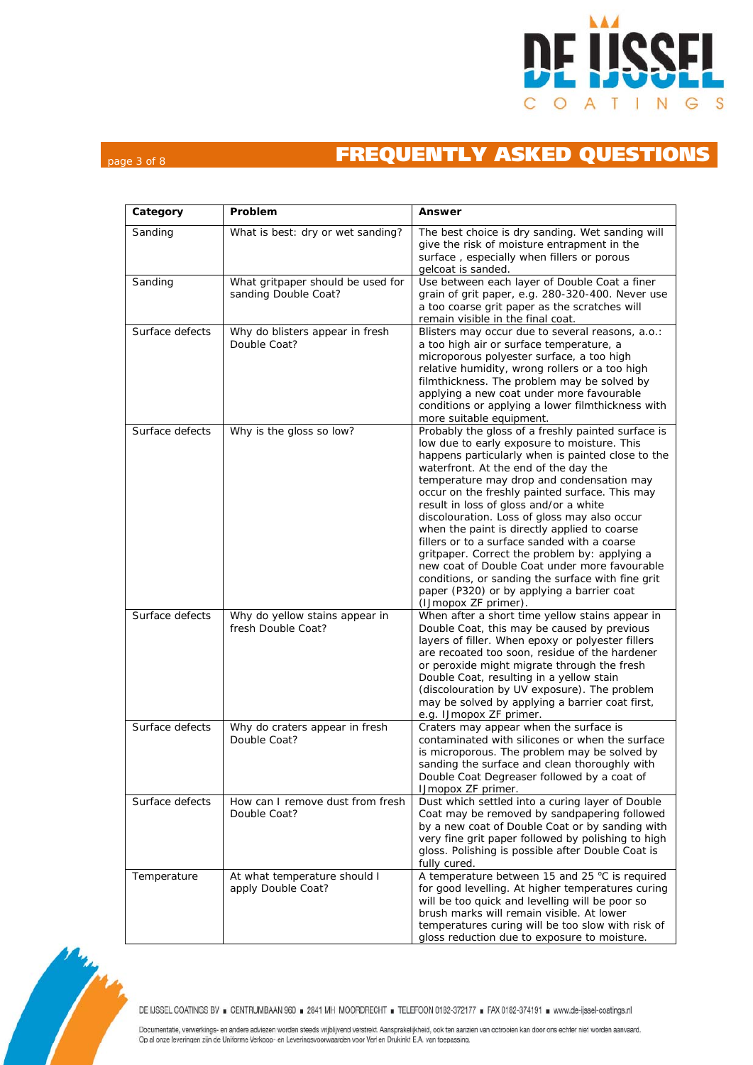# FREQUENTLY ASKED QUESTIONS

| Category | Problem | Answer |
|---|---|---|
| Sanding | What is best: dry or wet sanding? | The best choice is dry sanding. Wet sanding will give the risk of moisture entrapment in the surface , especially when fillers or porous gelcoat is sanded. |
| Sanding | What gritpaper should be used for sanding Double Coat? | Use between each layer of Double Coat a finer grain of grit paper, e.g. 280-320-400. Never use a too coarse grit paper as the scratches will remain visible in the final coat. |
| Surface defects | Why do blisters appear in fresh Double Coat? | Blisters may occur due to several reasons, a.o.: a too high air or surface temperature, a microporous polyester surface, a too high relative humidity, wrong rollers or a too high filmthickness. The problem may be solved by applying a new coat under more favourable conditions or applying a lower filmthickness with more suitable equipment. |
| Surface defects | Why is the gloss so low? | Probably the gloss of a freshly painted surface is low due to early exposure to moisture. This happens particularly when is painted close to the waterfront. At the end of the day the temperature may drop and condensation may occur on the freshly painted surface. This may result in loss of gloss and/or a white discolouration. Loss of gloss may also occur when the paint is directly applied to coarse fillers or to a surface sanded with a coarse gritpaper. Correct the problem by: applying a new coat of Double Coat under more favourable conditions, or sanding the surface with fine grit paper (P320) or by applying a barrier coat (IJmopox ZF primer). |
| Surface defects | Why do yellow stains appear in fresh Double Coat? | When after a short time yellow stains appear in Double Coat, this may be caused by previous layers of filler. When epoxy or polyester fillers are recoated too soon, residue of the hardener or peroxide might migrate through the fresh Double Coat, resulting in a yellow stain (discolouration by UV exposure). The problem may be solved by applying a barrier coat first, e.g. IJmopox ZF primer. |
| Surface defects | Why do craters appear in fresh Double Coat? | Craters may appear when the surface is contaminated with silicones or when the surface is microporous. The problem may be solved by sanding the surface and clean thoroughly with Double Coat Degreaser followed by a coat of IJmopox ZF primer. |
| Surface defects | How can I remove dust from fresh Double Coat? | Dust which settled into a curing layer of Double Coat may be removed by sandpapering followed by a new coat of Double Coat or by sanding with very fine grit paper followed by polishing to high gloss. Polishing is possible after Double Coat is fully cured. |
| Temperature | At what temperature should I apply Double Coat? | A temperature between 15 and 25 °C is required for good levelling. At higher temperatures curing will be too quick and levelling will be poor so brush marks will remain visible. At lower temperatures curing will be too slow with risk of gloss reduction due to exposure to moisture. |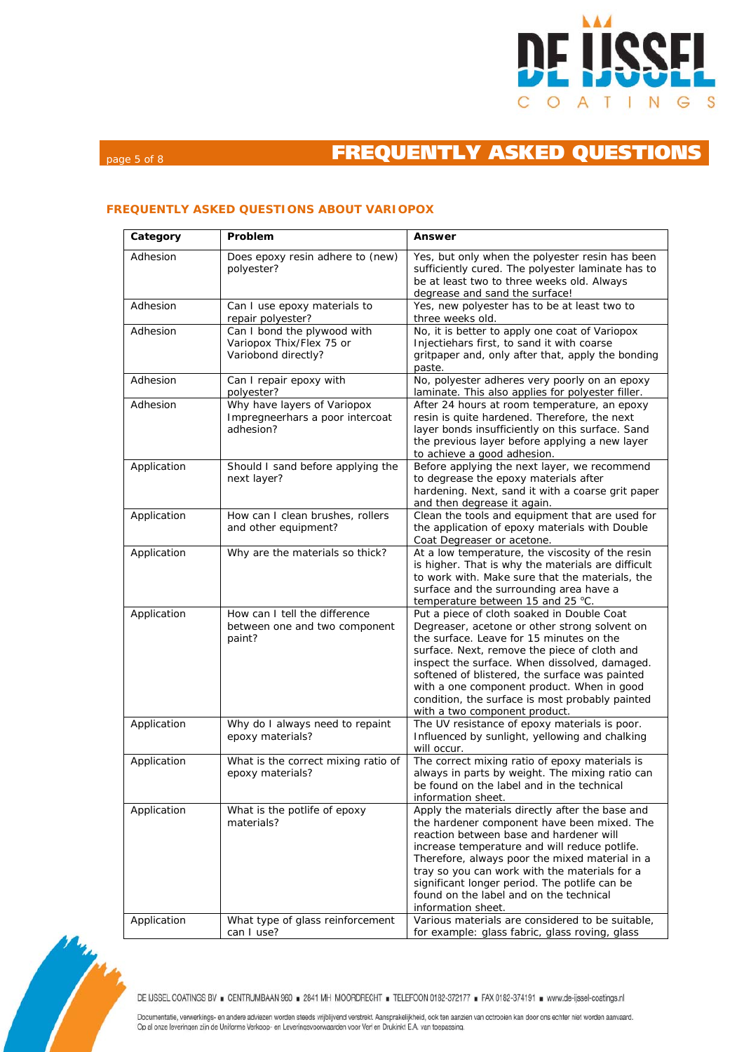## FREQUENTLY ASKED QUESTIONS ABOUT VARIOPOX

| Category | Problem | Answer |
|---|---|---|
| Adhesion | Does epoxy resin adhere to (new) polyester? | Yes, but only when the polyester resin has been sufficiently cured. The polyester laminate has to be at least two to three weeks old. Always degrease and sand the surface! |
| Adhesion | Can I use epoxy materials to repair polyester? | Yes, new polyester has to be at least two to three weeks old. |
| Adhesion | Can I bond the plywood with Variopox Thix/Flex 75 or Variobond directly? | No, it is better to apply one coat of Variopox Injectiehars first, to sand it with coarse gritpaper and, only after that, apply the bonding paste. |
| Adhesion | Can I repair epoxy with polyester? | No, polyester adheres very poorly on an epoxy laminate. This also applies for polyester filler. |
| Adhesion | Why have layers of Variopox Impregneerhars a poor intercoat adhesion? | After 24 hours at room temperature, an epoxy resin is quite hardened. Therefore, the next layer bonds insufficiently on this surface. Sand the previous layer before applying a new layer to achieve a good adhesion. |
| Application | Should I sand before applying the next layer? | Before applying the next layer, we recommend to degrease the epoxy materials after hardening. Next, sand it with a coarse grit paper and then degrease it again. |
| Application | How can I clean brushes, rollers and other equipment? | Clean the tools and equipment that are used for the application of epoxy materials with Double Coat Degreaser or acetone. |
| Application | Why are the materials so thick? | At a low temperature, the viscosity of the resin is higher. That is why the materials are difficult to work with. Make sure that the materials, the surface and the surrounding area have a temperature between 15 and 25 °C. |
| Application | How can I tell the difference between one and two component paint? | Put a piece of cloth soaked in Double Coat Degreaser, acetone or other strong solvent on the surface. Leave for 15 minutes on the surface. Next, remove the piece of cloth and inspect the surface. When dissolved, damaged. softened of blistered, the surface was painted with a one component product. When in good condition, the surface is most probably painted with a two component product. |
| Application | Why do I always need to repaint epoxy materials? | The UV resistance of epoxy materials is poor. Influenced by sunlight, yellowing and chalking will occur. |
| Application | What is the correct mixing ratio of epoxy materials? | The correct mixing ratio of epoxy materials is always in parts by weight. The mixing ratio can be found on the label and in the technical information sheet. |
| Application | What is the potlife of epoxy materials? | Apply the materials directly after the base and the hardener component have been mixed. The reaction between base and hardener will increase temperature and will reduce potlife. Therefore, always poor the mixed material in a tray so you can work with the materials for a significant longer period. The potlife can be found on the label and on the technical information sheet. |
| Application | What type of glass reinforcement can I use? | Various materials are considered to be suitable, for example: glass fabric, glass roving, glass |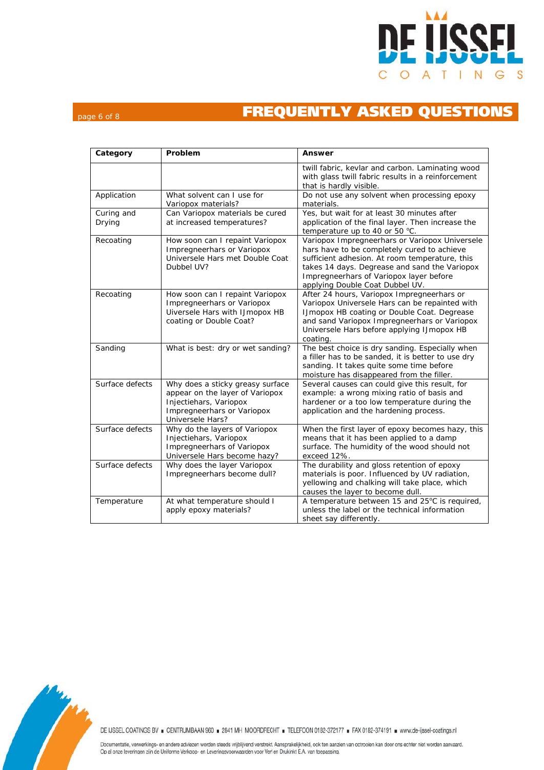## FREQUENTLY ASKED QUESTIONS

| Category | Problem | Answer |
|---|---|---|
| | | twill fabric, kevlar and carbon. Laminating wood with glass twill fabric results in a reinforcement that is hardly visible. |
| Application | What solvent can I use for Variopox materials? | Do not use any solvent when processing epoxy materials. |
| Curing and Drying | Can Variopox materials be cured at increased temperatures? | Yes, but wait for at least 30 minutes after application of the final layer. Then increase the temperature up to 40 or 50 °C. |
| Recoating | How soon can I repaint Variopox Impregneerhars or Variopox Universele Hars met Double Coat Dubbel UV? | Variopox Impregneerhars or Variopox Universele hars have to be completely cured to achieve sufficient adhesion. At room temperature, this takes 14 days. Degrease and sand the Variopox Impregneerhars of Variopox layer before applying Double Coat Dubbel UV. |
| Recoating | How soon can I repaint Variopox Impregneerhars or Variopox Uiversele Hars with IJmopox HB coating or Double Coat? | After 24 hours, Variopox Impregneerhars or Variopox Universele Hars can be repainted with IJmopox HB coating or Double Coat. Degrease and sand Variopox Impregneerhars or Variopox Universele Hars before applying IJmopox HB coating. |
| Sanding | What is best: dry or wet sanding? | The best choice is dry sanding. Especially when a filler has to be sanded, it is better to use dry sanding. It takes quite some time before moisture has disappeared from the filler. |
| Surface defects | Why does a sticky greasy surface appear on the layer of Variopox Injectiehars, Variopox Impregneerhars or Variopox Universele Hars? | Several causes can could give this result, for example: a wrong mixing ratio of basis and hardener or a too low temperature during the application and the hardening process. |
| Surface defects | Why do the layers of Variopox Injectiehars, Variopox Impregneerhars of Variopox Universele Hars become hazy? | When the first layer of epoxy becomes hazy, this means that it has been applied to a damp surface. The humidity of the wood should not exceed 12%. |
| Surface defects | Why does the layer Variopox Impregneerhars become dull? | The durability and gloss retention of epoxy materials is poor. Influenced by UV radiation, yellowing and chalking will take place, which causes the layer to become dull. |
| Temperature | At what temperature should I apply epoxy materials? | A temperature between 15 and 25°C is required, unless the label or the technical information sheet say differently. |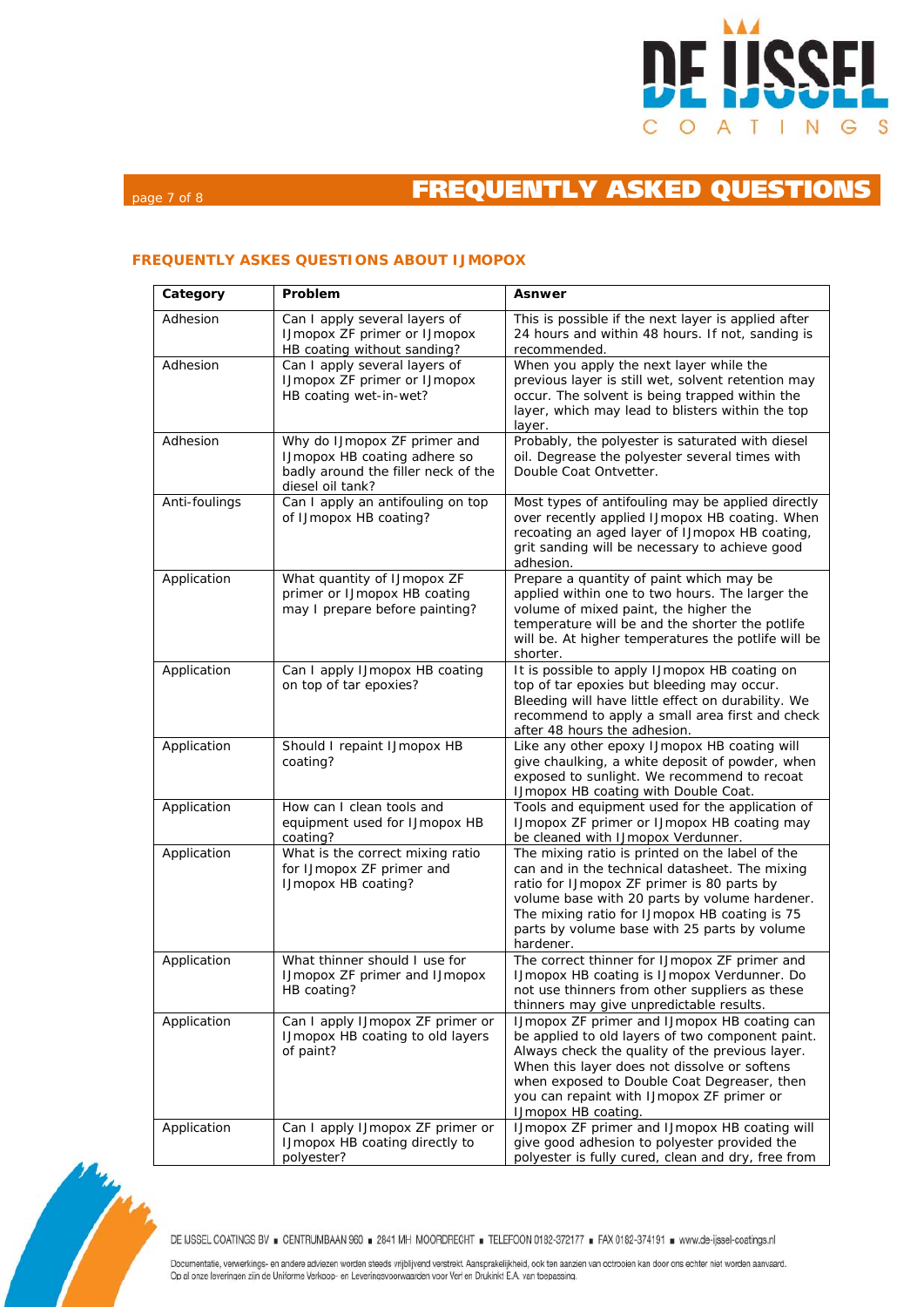## FREQUENTLY ASKED QUESTIONS

### FREQUENTLY ASKES QUESTIONS ABOUT IJMOPOX

| Category | Problem | Asnwer |
| --- | --- | --- |
| Adhesion | Can I apply several layers of IJmopox ZF primer or IJmopox HB coating without sanding? | This is possible if the next layer is applied after 24 hours and within 48 hours. If not, sanding is recommended. |
| Adhesion | Can I apply several layers of IJmopox ZF primer or IJmopox HB coating wet-in-wet? | When you apply the next layer while the previous layer is still wet, solvent retention may occur. The solvent is being trapped within the layer, which may lead to blisters within the top layer. |
| Adhesion | Why do IJmopox ZF primer and IJmopox HB coating adhere so badly around the filler neck of the diesel oil tank? | Probably, the polyester is saturated with diesel oil. Degrease the polyester several times with Double Coat Ontvetter. |
| Anti-foulings | Can I apply an antifouling on top of IJmopox HB coating? | Most types of antifouling may be applied directly over recently applied IJmopox HB coating. When recoating an aged layer of IJmopox HB coating, grit sanding will be necessary to achieve good adhesion. |
| Application | What quantity of IJmopox ZF primer or IJmopox HB coating may I prepare before painting? | Prepare a quantity of paint which may be applied within one to two hours. The larger the volume of mixed paint, the higher the temperature will be and the shorter the potlife will be. At higher temperatures the potlife will be shorter. |
| Application | Can I apply IJmopox HB coating on top of tar epoxies? | It is possible to apply IJmopox HB coating on top of tar epoxies but bleeding may occur. Bleeding will have little effect on durability. We recommend to apply a small area first and check after 48 hours the adhesion. |
| Application | Should I repaint IJmopox HB coating? | Like any other epoxy IJmopox HB coating will give chaulking, a white deposit of powder, when exposed to sunlight. We recommend to recoat IJmopox HB coating with Double Coat. |
| Application | How can I clean tools and equipment used for IJmopox HB coating? | Tools and equipment used for the application of IJmopox ZF primer or IJmopox HB coating may be cleaned with IJmopox Verdunner. |
| Application | What is the correct mixing ratio for IJmopox ZF primer and IJmopox HB coating? | The mixing ratio is printed on the label of the can and in the technical datasheet. The mixing ratio for IJmopox ZF primer is 80 parts by volume base with 20 parts by volume hardener. The mixing ratio for IJmopox HB coating is 75 parts by volume base with 25 parts by volume hardener. |
| Application | What thinner should I use for IJmopox ZF primer and IJmopox HB coating? | The correct thinner for IJmopox ZF primer and IJmopox HB coating is IJmopox Verdunner. Do not use thinners from other suppliers as these thinners may give unpredictable results. |
| Application | Can I apply IJmopox ZF primer or IJmopox HB coating to old layers of paint? | IJmopox ZF primer and IJmopox HB coating can be applied to old layers of two component paint. Always check the quality of the previous layer. When this layer does not dissolve or softens when exposed to Double Coat Degreaser, then you can repaint with IJmopox ZF primer or IJmopox HB coating. |
| Application | Can I apply IJmopox ZF primer or IJmopox HB coating directly to polyester? | IJmopox ZF primer and IJmopox HB coating will give good adhesion to polyester provided the polyester is fully cured, clean and dry, free from |

DE IJSSEL COATINGS BV ■ CENTRUMBAAN 960 ■ 2841 MH MOORDRECHT ■ TELEFOON 0182-372177 ■ FAX 0182-374191 ■ www.de-ijssel-coatings.nl

Documentatie, verwerkings- en andere adviezen worden steeds vrijblijvend verstrekt. Aansprakelijkheid, ook ten aanzien van octrooien kan door ons echter niet worden aanvaard. Op al onze leveringen zijn de Uniforme Verkoop- en Leveringsvoorwaarden voor Verf en Drukinkt E.A. van toepassing.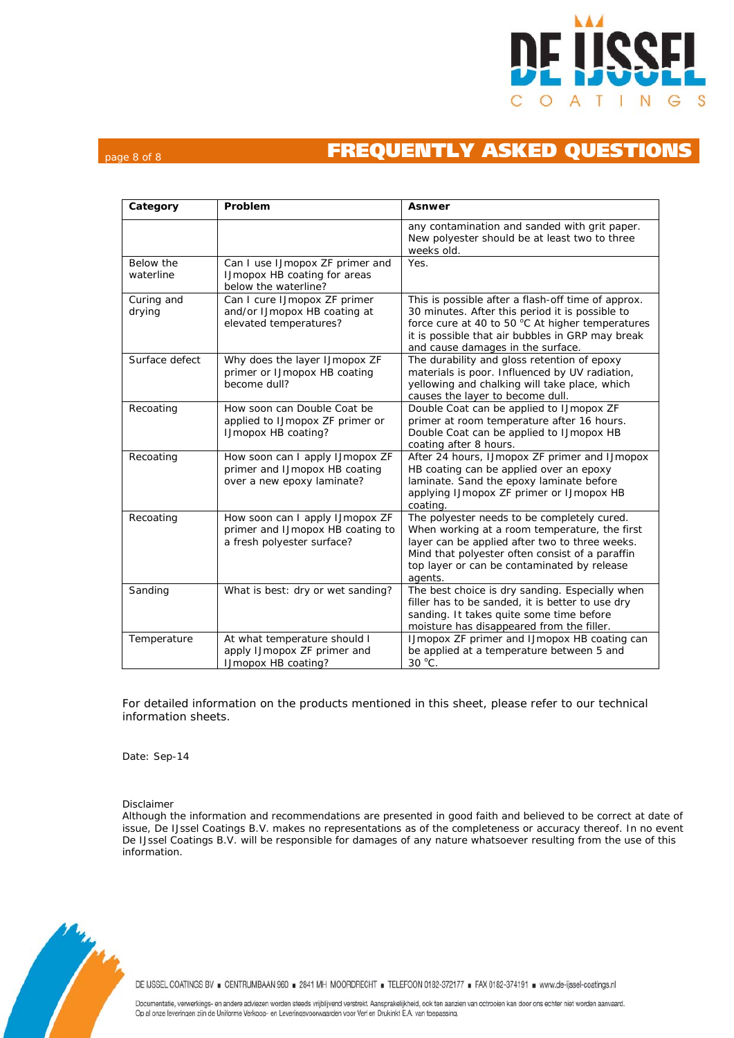## FREQUENTLY ASKED QUESTIONS

| Category | Problem | Asnwer |
|---|---|---|
| | | any contamination and sanded with grit paper. New polyester should be at least two to three weeks old. |
| Below the waterline | Can I use IJmopox ZF primer and IJmopox HB coating for areas below the waterline? | Yes. |
| Curing and drying | Can I cure IJmopox ZF primer and/or IJmopox HB coating at elevated temperatures? | This is possible after a flash-off time of approx. 30 minutes. After this period it is possible to force cure at 40 to 50 °C At higher temperatures it is possible that air bubbles in GRP may break and cause damages in the surface. |
| Surface defect | Why does the layer IJmopox ZF primer or IJmopox HB coating become dull? | The durability and gloss retention of epoxy materials is poor. Influenced by UV radiation, yellowing and chalking will take place, which causes the layer to become dull. |
| Recoating | How soon can Double Coat be applied to IJmopox ZF primer or IJmopox HB coating? | Double Coat can be applied to IJmopox ZF primer at room temperature after 16 hours. Double Coat can be applied to IJmopox HB coating after 8 hours. |
| Recoating | How soon can I apply IJmopox ZF primer and IJmopox HB coating over a new epoxy laminate? | After 24 hours, IJmopox ZF primer and IJmopox HB coating can be applied over an epoxy laminate. Sand the epoxy laminate before applying IJmopox ZF primer or IJmopox HB coating. |
| Recoating | How soon can I apply IJmopox ZF primer and IJmopox HB coating to a fresh polyester surface? | The polyester needs to be completely cured. When working at a room temperature, the first layer can be applied after two to three weeks. Mind that polyester often consist of a paraffin top layer or can be contaminated by release agents. |
| Sanding | What is best: dry or wet sanding? | The best choice is dry sanding. Especially when filler has to be sanded, it is better to use dry sanding. It takes quite some time before moisture has disappeared from the filler. |
| Temperature | At what temperature should I apply IJmopox ZF primer and IJmopox HB coating? | IJmopox ZF primer and IJmopox HB coating can be applied at a temperature between 5 and 30 °C. |

For detailed information on the products mentioned in this sheet, please refer to our technical information sheets.

Date: Sep-14

Disclaimer
Although the information and recommendations are presented in good faith and believed to be correct at date of issue, De IJssel Coatings B.V. makes no representations as of the completeness or accuracy thereof. In no event De IJssel Coatings B.V. will be responsible for damages of any nature whatsoever resulting from the use of this information.